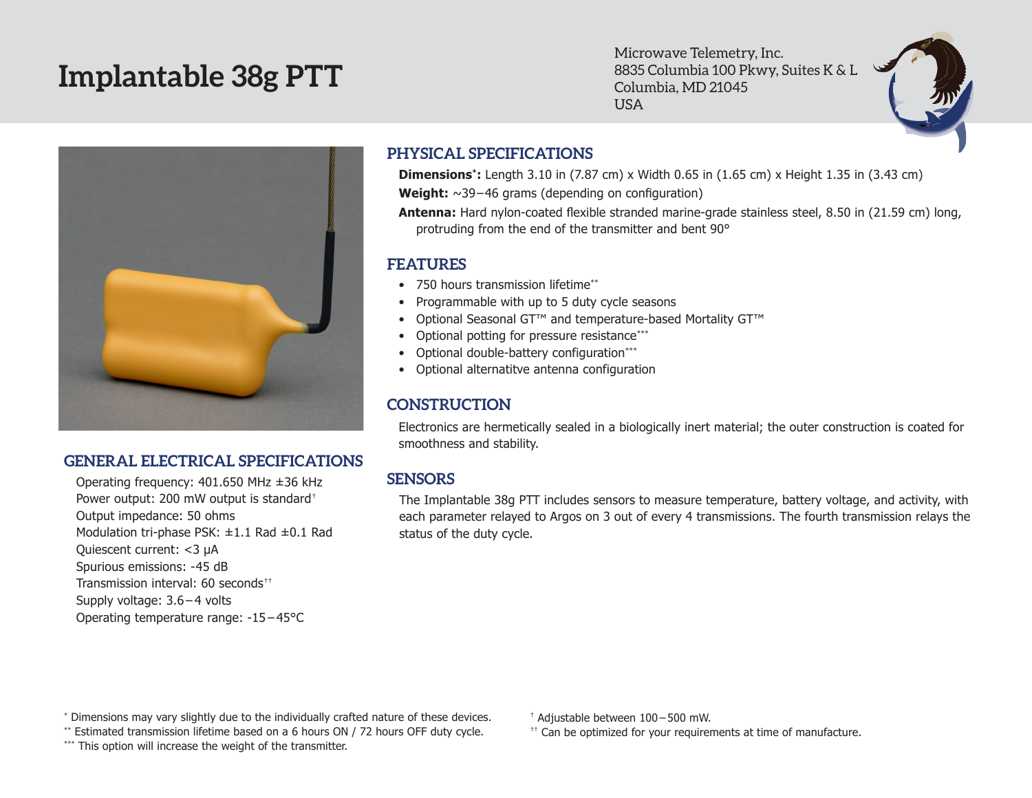# Implantable 38g PTT

Microwave Telemetry, Inc.
8835 Columbia 100 Pkwy, Suites K & L
Columbia, MD 21045
USA

## GENERAL ELECTRICAL SPECIFICATIONS

Operating frequency: 401.650 MHz ±36 kHz
Power output: 200 mW output is standard†
Output impedance: 50 ohms
Modulation tri-phase PSK: ±1.1 Rad ±0.1 Rad
Quiescent current: <3 μA
Spurious emissions: -45 dB
Transmission interval: 60 seconds††
Supply voltage: 3.6 – 4 volts
Operating temperature range: -15 – 45°C

## PHYSICAL SPECIFICATIONS

**Dimensions*:** Length 3.10 in (7.87 cm) x Width 0.65 in (1.65 cm) x Height 1.35 in (3.43 cm)

**Weight:** ~39 – 46 grams (depending on configuration)

**Antenna:** Hard nylon-coated flexible stranded marine-grade stainless steel, 8.50 in (21.59 cm) long, protruding from the end of the transmitter and bent 90°

## FEATURES

- 750 hours transmission lifetime**
- Programmable with up to 5 duty cycle seasons
- Optional Seasonal GT™ and temperature-based Mortality GT™
- Optional potting for pressure resistance***
- Optional double-battery configuration***
- Optional alternatitve antenna configuration

## CONSTRUCTION

Electronics are hermetically sealed in a biologically inert material; the outer construction is coated for smoothness and stability.

## SENSORS

The Implantable 38g PTT includes sensors to measure temperature, battery voltage, and activity, with each parameter relayed to Argos on 3 out of every 4 transmissions. The fourth transmission relays the status of the duty cycle.

---

* Dimensions may vary slightly due to the individually crafted nature of these devices.
** Estimated transmission lifetime based on a 6 hours ON / 72 hours OFF duty cycle.
*** This option will increase the weight of the transmitter.

† Adjustable between 100 – 500 mW.
†† Can be optimized for your requirements at time of manufacture.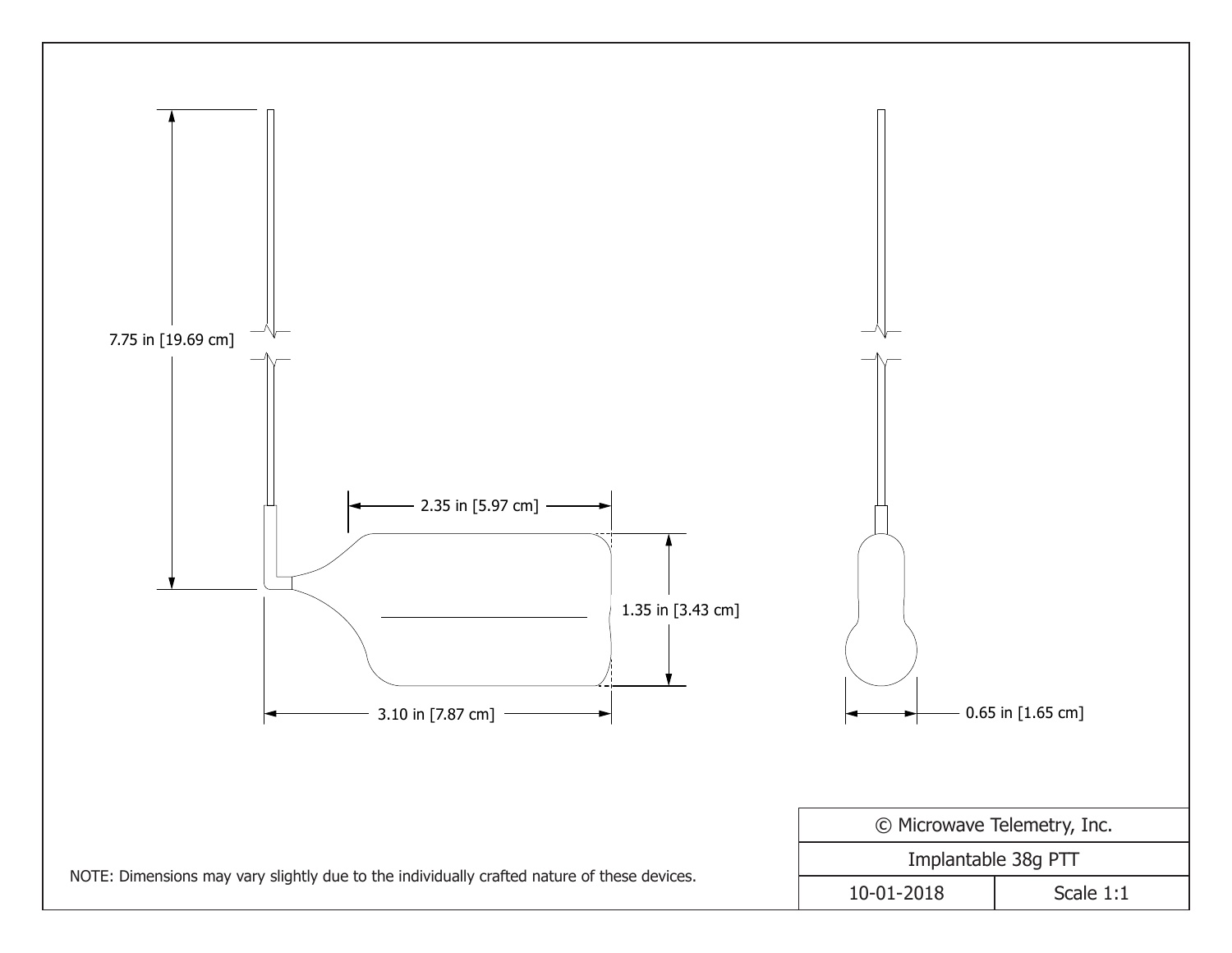7.75 in [19.69 cm]

2.35 in [5.97 cm]

1.35 in [3.43 cm]

3.10 in [7.87 cm]

0.65 in [1.65 cm]

NOTE: Dimensions may vary slightly due to the individually crafted nature of these devices.

| | |
|---|---|
| © Microwave Telemetry, Inc. | |
| Implantable 38g PTT | |
| 10-01-2018 | Scale 1:1 |